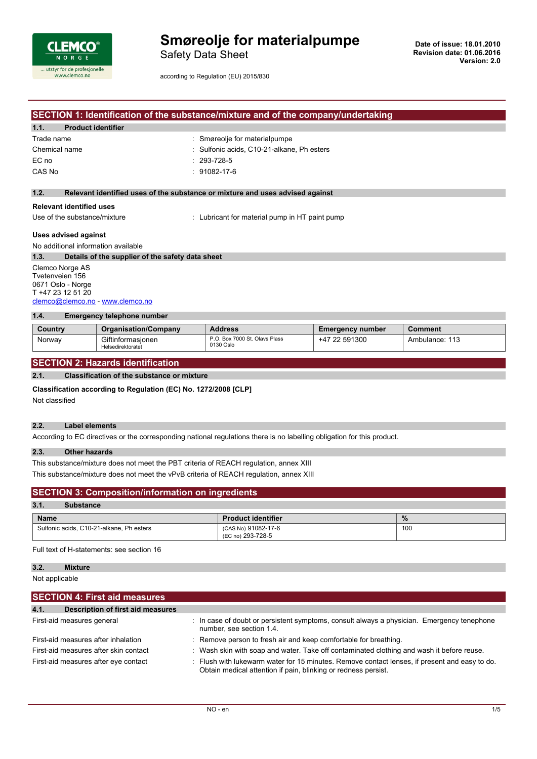# Smøreolje for materialpumpe

Safety Data Sheet

according to Regulation (EU) 2015/830

**Date of issue: 18.01.2010**
**Revision date: 01.06.2016**
**Version: 2.0**

## SECTION 1: Identification of the substance/mixture and of the company/undertaking

### 1.1. Product identifier

| | |
|---|---|
| Trade name | : Smøreolje for materialpumpe |
| Chemical name | : Sulfonic acids, C10-21-alkane, Ph esters |
| EC no | : 293-728-5 |
| CAS No | : 91082-17-6 |

### 1.2. Relevant identified uses of the substance or mixture and uses advised against

**Relevant identified uses**

Use of the substance/mixture : Lubricant for material pump in HT paint pump

**Uses advised against**

No additional information available

### 1.3. Details of the supplier of the safety data sheet

Clemco Norge AS
Tvetenveien 156
0671 Oslo - Norge
T +47 23 12 51 20
clemco@clemco.no - www.clemco.no

### 1.4. Emergency telephone number

| Country | Organisation/Company | Address | Emergency number | Comment |
|---|---|---|---|---|
| Norway | Giftinformasjonen<br>Helsedirektoratet | P.O. Box 7000 St. Olavs Plass<br>0130 Oslo | +47 22 591300 | Ambulance: 113 |

## SECTION 2: Hazards identification

### 2.1. Classification of the substance or mixture

**Classification according to Regulation (EC) No. 1272/2008 [CLP]**

Not classified

### 2.2. Label elements

According to EC directives or the corresponding national regulations there is no labelling obligation for this product.

### 2.3. Other hazards

This substance/mixture does not meet the PBT criteria of REACH regulation, annex XIII

This substance/mixture does not meet the vPvB criteria of REACH regulation, annex XIII

## SECTION 3: Composition/information on ingredients

### 3.1. Substance

| Name | Product identifier | % |
|---|---|---|
| Sulfonic acids, C10-21-alkane, Ph esters | (CAS No) 91082-17-6<br>(EC no) 293-728-5 | 100 |

Full text of H-statements: see section 16

### 3.2. Mixture

Not applicable

## SECTION 4: First aid measures

### 4.1. Description of first aid measures

| | |
|---|---|
| First-aid measures general | : In case of doubt or persistent symptoms, consult always a physician. Emergency tenephone number, see section 1.4. |
| First-aid measures after inhalation | : Remove person to fresh air and keep comfortable for breathing. |
| First-aid measures after skin contact | : Wash skin with soap and water. Take off contaminated clothing and wash it before reuse. |
| First-aid measures after eye contact | : Flush with lukewarm water for 15 minutes. Remove contact lenses, if present and easy to do. Obtain medical attention if pain, blinking or redness persist. |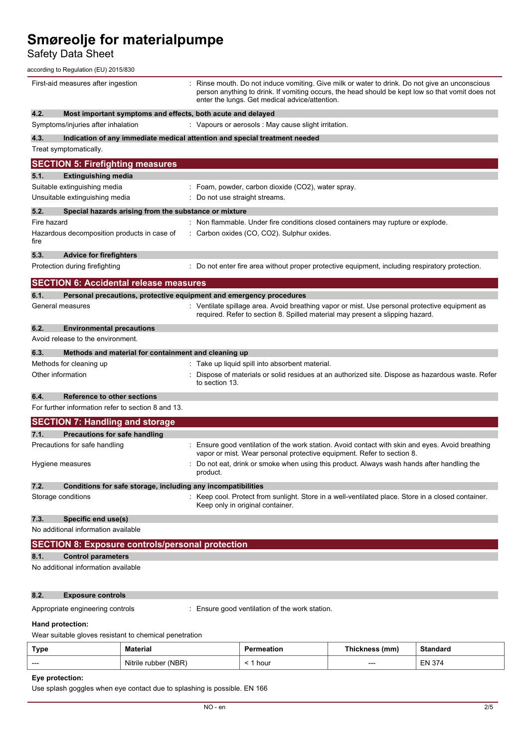| | |
|---|---|
| First-aid measures after ingestion | : Rinse mouth. Do not induce vomiting. Give milk or water to drink. Do not give an unconscious person anything to drink. If vomiting occurs, the head should be kept low so that vomit does not enter the lungs. Get medical advice/attention. |

### 4.2. Most important symptoms and effects, both acute and delayed

| | |
|---|---|
| Symptoms/injuries after inhalation | : Vapours or aerosols : May cause slight irritation. |

### 4.3. Indication of any immediate medical attention and special treatment needed

Treat symptomatically.

## SECTION 5: Firefighting measures

### 5.1. Extinguishing media

| | |
|---|---|
| Suitable extinguishing media | : Foam, powder, carbon dioxide ($CO_2$), water spray. |
| Unsuitable extinguishing media | : Do not use straight streams. |

### 5.2. Special hazards arising from the substance or mixture

| | |
|---|---|
| Fire hazard | : Non flammable. Under fire conditions closed containers may rupture or explode. |
| Hazardous decomposition products in case of fire | : Carbon oxides (CO, $CO_2$). Sulphur oxides. |

### 5.3. Advice for firefighters

| | |
|---|---|
| Protection during firefighting | : Do not enter fire area without proper protective equipment, including respiratory protection. |

## SECTION 6: Accidental release measures

### 6.1. Personal precautions, protective equipment and emergency procedures

| | |
|---|---|
| General measures | : Ventilate spillage area. Avoid breathing vapor or mist. Use personal protective equipment as required. Refer to section 8. Spilled material may present a slipping hazard. |

### 6.2. Environmental precautions

Avoid release to the environment.

### 6.3. Methods and material for containment and cleaning up

| | |
|---|---|
| Methods for cleaning up | : Take up liquid spill into absorbent material. |
| Other information | : Dispose of materials or solid residues at an authorized site. Dispose as hazardous waste. Refer to section 13. |

### 6.4. Reference to other sections

For further information refer to section 8 and 13.

## SECTION 7: Handling and storage

### 7.1. Precautions for safe handling

| | |
|---|---|
| Precautions for safe handling | : Ensure good ventilation of the work station. Avoid contact with skin and eyes. Avoid breathing vapor or mist. Wear personal protective equipment. Refer to section 8. |
| Hygiene measures | : Do not eat, drink or smoke when using this product. Always wash hands after handling the product. |

### 7.2. Conditions for safe storage, including any incompatibilities

| | |
|---|---|
| Storage conditions | : Keep cool. Protect from sunlight. Store in a well-ventilated place. Store in a closed container. Keep only in original container. |

### 7.3. Specific end use(s)

No additional information available

## SECTION 8: Exposure controls/personal protection

### 8.1. Control parameters

No additional information available

### 8.2. Exposure controls

| | |
|---|---|
| Appropriate engineering controls | : Ensure good ventilation of the work station. |

**Hand protection:**

Wear suitable gloves resistant to chemical penetration

| Type | Material | Permeation | Thickness (mm) | Standard |
|---|---|---|---|---|
| --- | Nitrile rubber (NBR) | < 1 hour | --- | EN 374 |

**Eye protection:**

Use splash goggles when eye contact due to splashing is possible. EN 166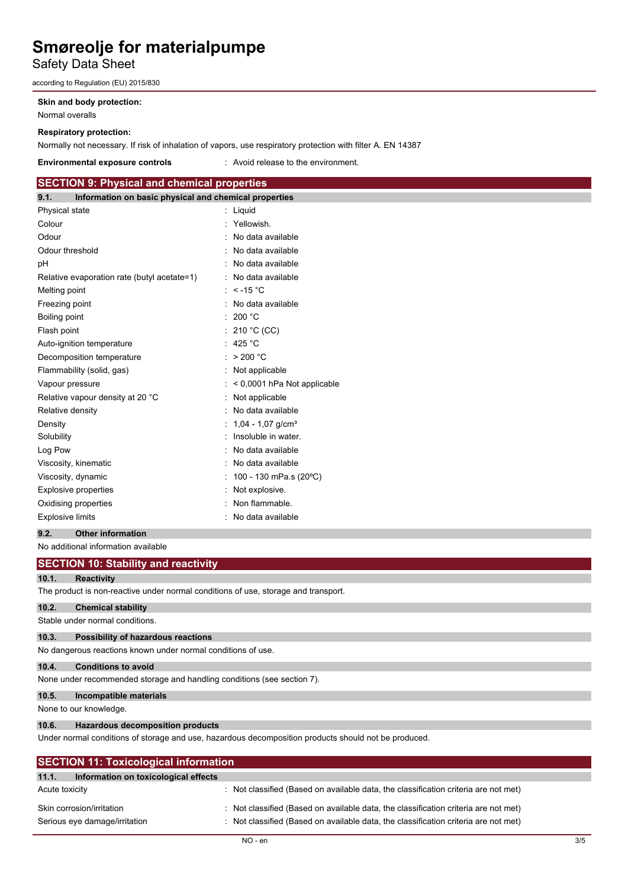**Skin and body protection:**

Normal overalls

**Respiratory protection:**

Normally not necessary. If risk of inhalation of vapors, use respiratory protection with filter A. EN 14387

**Environmental exposure controls** : Avoid release to the environment.

## SECTION 9: Physical and chemical properties

### 9.1. Information on basic physical and chemical properties

| | |
|---|---|
| Physical state | : Liquid |
| Colour | : Yellowish. |
| Odour | : No data available |
| Odour threshold | : No data available |
| pH | : No data available |
| Relative evaporation rate (butyl acetate=1) | : No data available |
| Melting point | : < -15 °C |
| Freezing point | : No data available |
| Boiling point | : 200 °C |
| Flash point | : 210 °C (CC) |
| Auto-ignition temperature | : 425 °C |
| Decomposition temperature | : > 200 °C |
| Flammability (solid, gas) | : Not applicable |
| Vapour pressure | : < 0,0001 hPa Not applicable |
| Relative vapour density at 20 °C | : Not applicable |
| Relative density | : No data available |
| Density | : 1,04 - 1,07 g/cm³ |
| Solubility | : Insoluble in water. |
| Log Pow | : No data available |
| Viscosity, kinematic | : No data available |
| Viscosity, dynamic | : 100 - 130 mPa.s (20ºC) |
| Explosive properties | : Not explosive. |
| Oxidising properties | : Non flammable. |
| Explosive limits | : No data available |

### 9.2. Other information

No additional information available

## SECTION 10: Stability and reactivity

### 10.1. Reactivity

The product is non-reactive under normal conditions of use, storage and transport.

### 10.2. Chemical stability

Stable under normal conditions.

### 10.3. Possibility of hazardous reactions

No dangerous reactions known under normal conditions of use.

### 10.4. Conditions to avoid

None under recommended storage and handling conditions (see section 7).

### 10.5. Incompatible materials

None to our knowledge.

### 10.6. Hazardous decomposition products

Under normal conditions of storage and use, hazardous decomposition products should not be produced.

## SECTION 11: Toxicological information

### 11.1. Information on toxicological effects

| | |
|---|---|
| Acute toxicity | : Not classified (Based on available data, the classification criteria are not met) |
| Skin corrosion/irritation | : Not classified (Based on available data, the classification criteria are not met) |
| Serious eye damage/irritation | : Not classified (Based on available data, the classification criteria are not met) |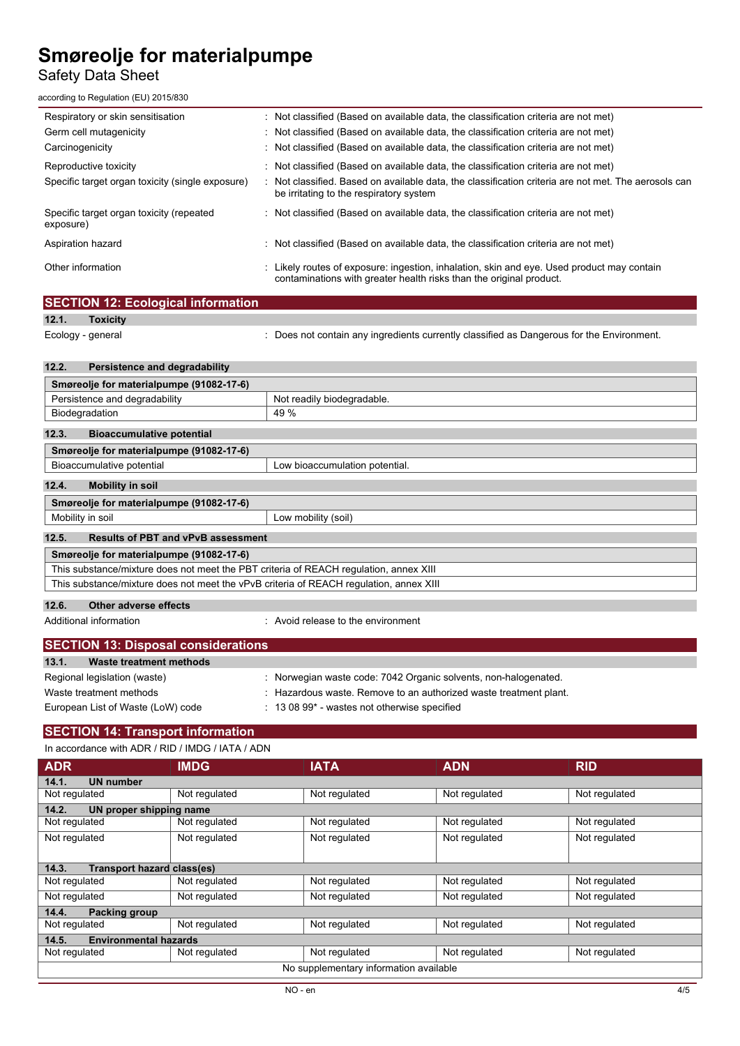| | |
|---|---|
| Respiratory or skin sensitisation | : Not classified (Based on available data, the classification criteria are not met) |
| Germ cell mutagenicity | : Not classified (Based on available data, the classification criteria are not met) |
| Carcinogenicity | : Not classified (Based on available data, the classification criteria are not met) |
| Reproductive toxicity | : Not classified (Based on available data, the classification criteria are not met) |
| Specific target organ toxicity (single exposure) | : Not classified. Based on available data, the classification criteria are not met. The aerosols can be irritating to the respiratory system |
| Specific target organ toxicity (repeated exposure) | : Not classified (Based on available data, the classification criteria are not met) |
| Aspiration hazard | : Not classified (Based on available data, the classification criteria are not met) |
| Other information | : Likely routes of exposure: ingestion, inhalation, skin and eye. Used product may contain contaminations with greater health risks than the original product. |

## SECTION 12: Ecological information

### 12.1. Toxicity

Ecology - general : Does not contain any ingredients currently classified as Dangerous for the Environment.

### 12.2. Persistence and degradability

| Smøreolje for materialpumpe (91082-17-6) | |
|---|---|
| Persistence and degradability | Not readily biodegradable. |
| Biodegradation | 49 % |

### 12.3. Bioaccumulative potential

| Smøreolje for materialpumpe (91082-17-6) | |
|---|---|
| Bioaccumulative potential | Low bioaccumulation potential. |

### 12.4. Mobility in soil

| Smøreolje for materialpumpe (91082-17-6) | |
|---|---|
| Mobility in soil | Low mobility (soil) |

### 12.5. Results of PBT and vPvB assessment

| Smøreolje for materialpumpe (91082-17-6) |
|---|
| This substance/mixture does not meet the PBT criteria of REACH regulation, annex XIII |
| This substance/mixture does not meet the vPvB criteria of REACH regulation, annex XIII |

### 12.6. Other adverse effects

Additional information : Avoid release to the environment

## SECTION 13: Disposal considerations

### 13.1. Waste treatment methods

| | |
|---|---|
| Regional legislation (waste) | : Norwegian waste code: 7042 Organic solvents, non-halogenated. |
| Waste treatment methods | : Hazardous waste. Remove to an authorized waste treatment plant. |
| European List of Waste (LoW) code | : 13 08 99* - wastes not otherwise specified |

## SECTION 14: Transport information

In accordance with ADR / RID / IMDG / IATA / ADN

| ADR | IMDG | IATA | ADN | RID |
|---|---|---|---|---|
| **14.1. UN number** | | | | |
| Not regulated | Not regulated | Not regulated | Not regulated | Not regulated |
| **14.2. UN proper shipping name** | | | | |
| Not regulated | Not regulated | Not regulated | Not regulated | Not regulated |
| Not regulated | Not regulated | Not regulated | Not regulated | Not regulated |
| **14.3. Transport hazard class(es)** | | | | |
| Not regulated | Not regulated | Not regulated | Not regulated | Not regulated |
| Not regulated | Not regulated | Not regulated | Not regulated | Not regulated |
| **14.4. Packing group** | | | | |
| Not regulated | Not regulated | Not regulated | Not regulated | Not regulated |
| **14.5. Environmental hazards** | | | | |
| Not regulated | Not regulated | Not regulated | Not regulated | Not regulated |
| No supplementary information available | | | | |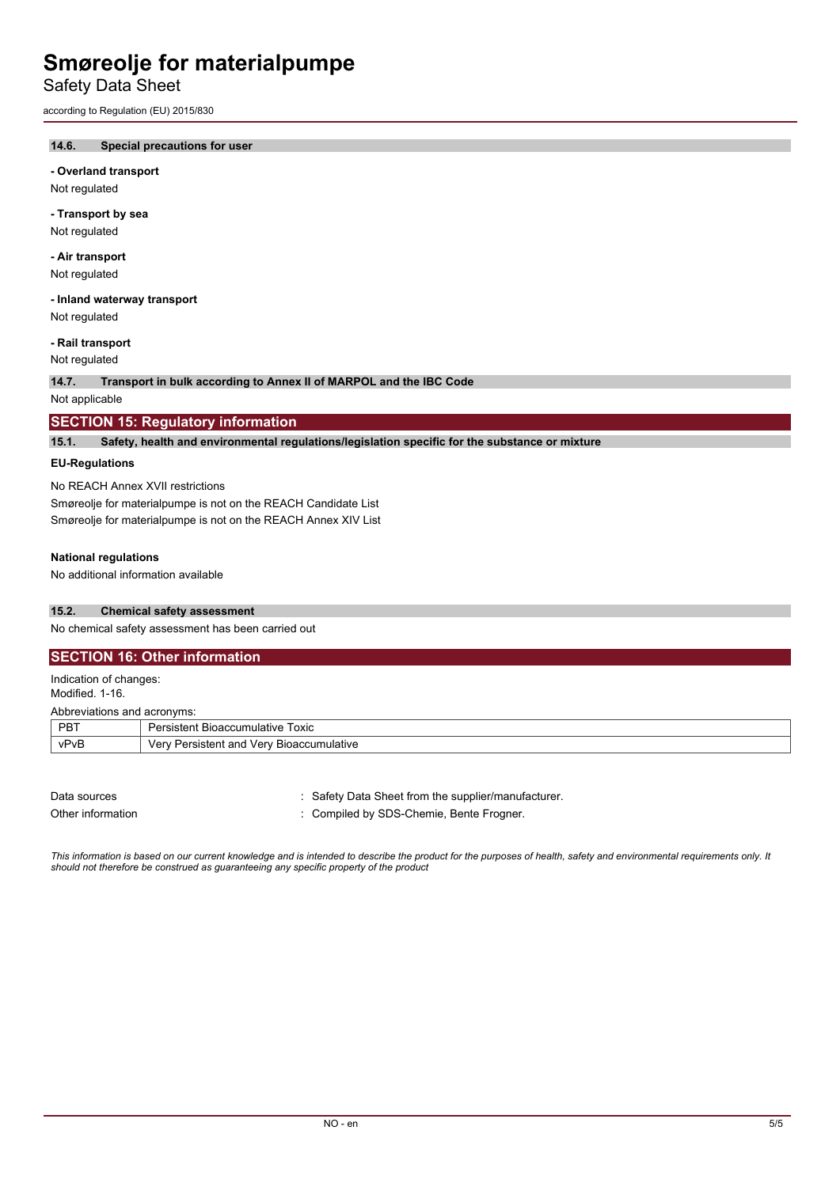#### 14.6. Special precautions for user

**- Overland transport**

Not regulated

**- Transport by sea**

Not regulated

**- Air transport**

Not regulated

**- Inland waterway transport**

Not regulated

**- Rail transport**

Not regulated

#### 14.7. Transport in bulk according to Annex II of MARPOL and the IBC Code

Not applicable

## SECTION 15: Regulatory information

#### 15.1. Safety, health and environmental regulations/legislation specific for the substance or mixture

**EU-Regulations**

No REACH Annex XVII restrictions

Smøreolje for materialpumpe is not on the REACH Candidate List

Smøreolje for materialpumpe is not on the REACH Annex XIV List

**National regulations**

No additional information available

#### 15.2. Chemical safety assessment

No chemical safety assessment has been carried out

## SECTION 16: Other information

Indication of changes:
Modified. 1-16.

Abbreviations and acronyms:

| | |
|---|---|
| PBT | Persistent Bioaccumulative Toxic |
| vPvB | Very Persistent and Very Bioaccumulative |

Data sources : Safety Data Sheet from the supplier/manufacturer.

Other information : Compiled by SDS-Chemie, Bente Frogner.

*This information is based on our current knowledge and is intended to describe the product for the purposes of health, safety and environmental requirements only. It should not therefore be construed as guaranteeing any specific property of the product*